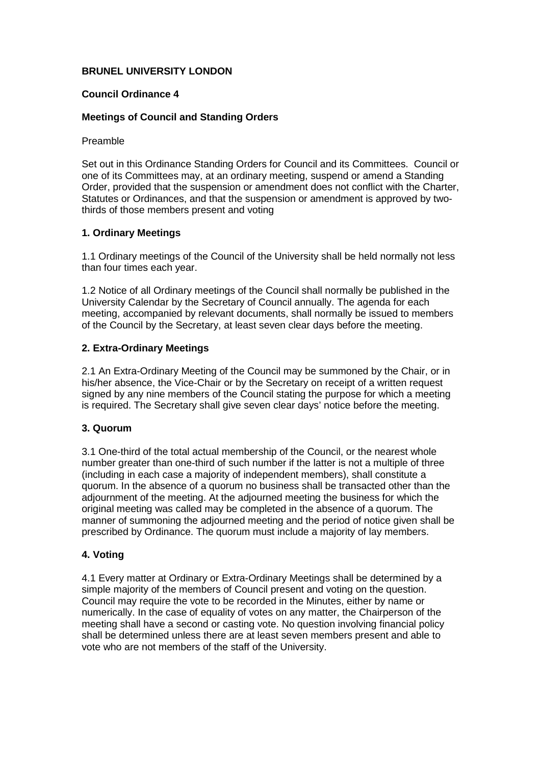**BRUNEL UNIVERSITY LONDON**

**Council Ordinance 4**

**Meetings of Council and Standing Orders**

Preamble

Set out in this Ordinance Standing Orders for Council and its Committees. Council or one of its Committees may, at an ordinary meeting, suspend or amend a Standing Order, provided that the suspension or amendment does not conflict with the Charter, Statutes or Ordinances, and that the suspension or amendment is approved by two-thirds of those members present and voting

**1. Ordinary Meetings**

1.1 Ordinary meetings of the Council of the University shall be held normally not less than four times each year.

1.2 Notice of all Ordinary meetings of the Council shall normally be published in the University Calendar by the Secretary of Council annually. The agenda for each meeting, accompanied by relevant documents, shall normally be issued to members of the Council by the Secretary, at least seven clear days before the meeting.

**2. Extra-Ordinary Meetings**

2.1 An Extra-Ordinary Meeting of the Council may be summoned by the Chair, or in his/her absence, the Vice-Chair or by the Secretary on receipt of a written request signed by any nine members of the Council stating the purpose for which a meeting is required. The Secretary shall give seven clear days' notice before the meeting.

**3. Quorum**

3.1 One-third of the total actual membership of the Council, or the nearest whole number greater than one-third of such number if the latter is not a multiple of three (including in each case a majority of independent members), shall constitute a quorum. In the absence of a quorum no business shall be transacted other than the adjournment of the meeting. At the adjourned meeting the business for which the original meeting was called may be completed in the absence of a quorum. The manner of summoning the adjourned meeting and the period of notice given shall be prescribed by Ordinance. The quorum must include a majority of lay members.

**4. Voting**

4.1 Every matter at Ordinary or Extra-Ordinary Meetings shall be determined by a simple majority of the members of Council present and voting on the question. Council may require the vote to be recorded in the Minutes, either by name or numerically. In the case of equality of votes on any matter, the Chairperson of the meeting shall have a second or casting vote. No question involving financial policy shall be determined unless there are at least seven members present and able to vote who are not members of the staff of the University.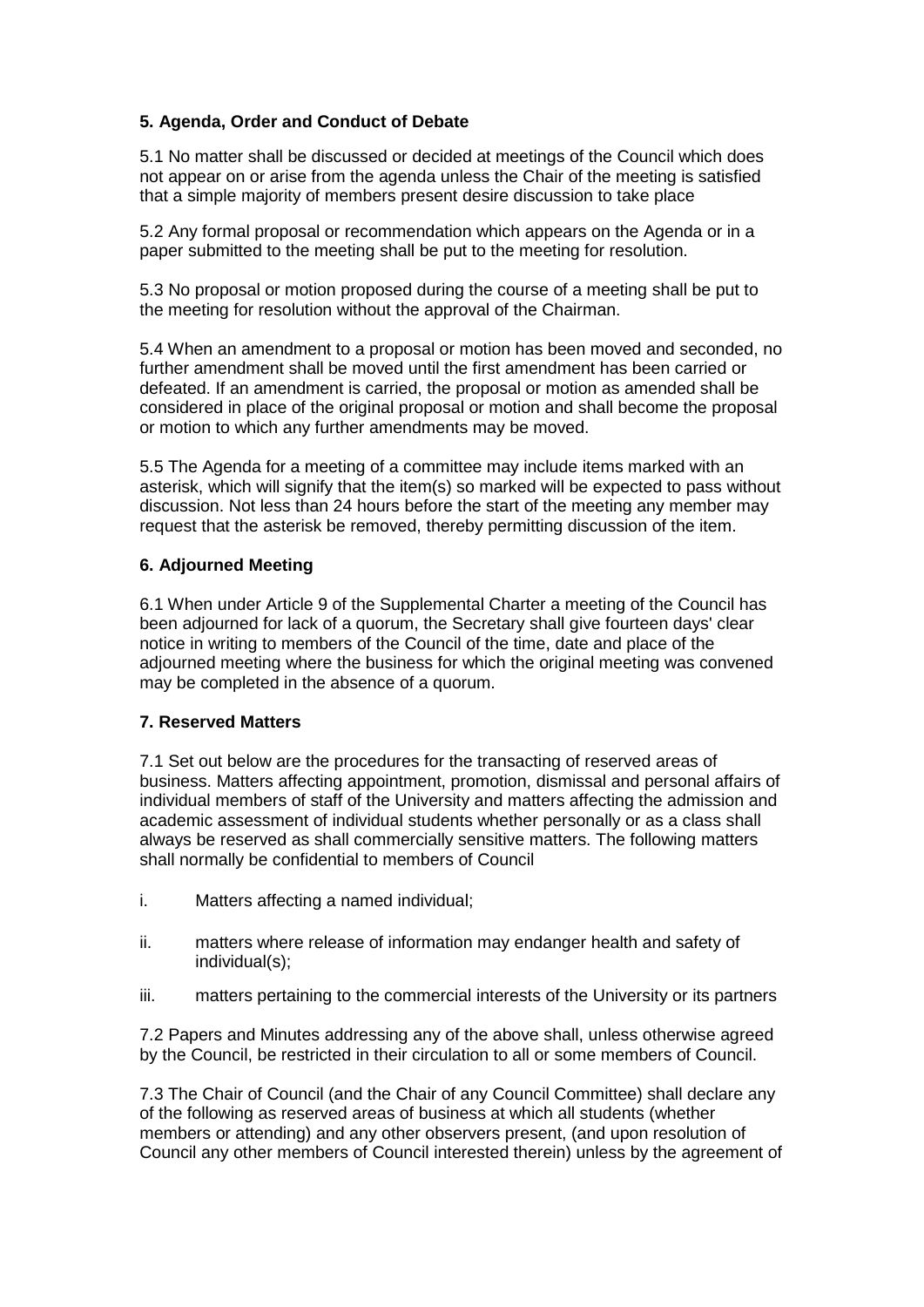### 5. Agenda, Order and Conduct of Debate

5.1 No matter shall be discussed or decided at meetings of the Council which does not appear on or arise from the agenda unless the Chair of the meeting is satisfied that a simple majority of members present desire discussion to take place

5.2 Any formal proposal or recommendation which appears on the Agenda or in a paper submitted to the meeting shall be put to the meeting for resolution.

5.3 No proposal or motion proposed during the course of a meeting shall be put to the meeting for resolution without the approval of the Chairman.

5.4 When an amendment to a proposal or motion has been moved and seconded, no further amendment shall be moved until the first amendment has been carried or defeated. If an amendment is carried, the proposal or motion as amended shall be considered in place of the original proposal or motion and shall become the proposal or motion to which any further amendments may be moved.

5.5 The Agenda for a meeting of a committee may include items marked with an asterisk, which will signify that the item(s) so marked will be expected to pass without discussion. Not less than 24 hours before the start of the meeting any member may request that the asterisk be removed, thereby permitting discussion of the item.

### 6. Adjourned Meeting

6.1 When under Article 9 of the Supplemental Charter a meeting of the Council has been adjourned for lack of a quorum, the Secretary shall give fourteen days' clear notice in writing to members of the Council of the time, date and place of the adjourned meeting where the business for which the original meeting was convened may be completed in the absence of a quorum.

### 7. Reserved Matters

7.1 Set out below are the procedures for the transacting of reserved areas of business. Matters affecting appointment, promotion, dismissal and personal affairs of individual members of staff of the University and matters affecting the admission and academic assessment of individual students whether personally or as a class shall always be reserved as shall commercially sensitive matters. The following matters shall normally be confidential to members of Council

i. Matters affecting a named individual;

ii. matters where release of information may endanger health and safety of individual(s);

iii. matters pertaining to the commercial interests of the University or its partners

7.2 Papers and Minutes addressing any of the above shall, unless otherwise agreed by the Council, be restricted in their circulation to all or some members of Council.

7.3 The Chair of Council (and the Chair of any Council Committee) shall declare any of the following as reserved areas of business at which all students (whether members or attending) and any other observers present, (and upon resolution of Council any other members of Council interested therein) unless by the agreement of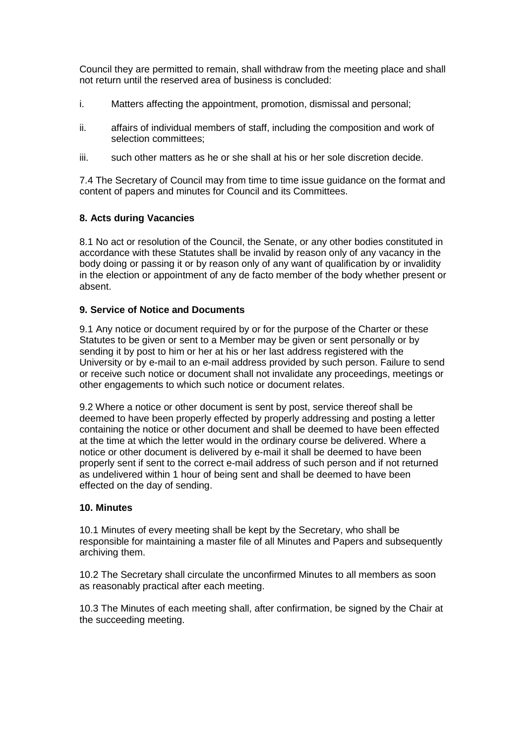Council they are permitted to remain, shall withdraw from the meeting place and shall not return until the reserved area of business is concluded:

i. Matters affecting the appointment, promotion, dismissal and personal;

ii. affairs of individual members of staff, including the composition and work of selection committees;

iii. such other matters as he or she shall at his or her sole discretion decide.

7.4 The Secretary of Council may from time to time issue guidance on the format and content of papers and minutes for Council and its Committees.

**8. Acts during Vacancies**

8.1 No act or resolution of the Council, the Senate, or any other bodies constituted in accordance with these Statutes shall be invalid by reason only of any vacancy in the body doing or passing it or by reason only of any want of qualification by or invalidity in the election or appointment of any de facto member of the body whether present or absent.

**9. Service of Notice and Documents**

9.1 Any notice or document required by or for the purpose of the Charter or these Statutes to be given or sent to a Member may be given or sent personally or by sending it by post to him or her at his or her last address registered with the University or by e-mail to an e-mail address provided by such person. Failure to send or receive such notice or document shall not invalidate any proceedings, meetings or other engagements to which such notice or document relates.

9.2 Where a notice or other document is sent by post, service thereof shall be deemed to have been properly effected by properly addressing and posting a letter containing the notice or other document and shall be deemed to have been effected at the time at which the letter would in the ordinary course be delivered. Where a notice or other document is delivered by e-mail it shall be deemed to have been properly sent if sent to the correct e-mail address of such person and if not returned as undelivered within 1 hour of being sent and shall be deemed to have been effected on the day of sending.

**10. Minutes**

10.1 Minutes of every meeting shall be kept by the Secretary, who shall be responsible for maintaining a master file of all Minutes and Papers and subsequently archiving them.

10.2 The Secretary shall circulate the unconfirmed Minutes to all members as soon as reasonably practical after each meeting.

10.3 The Minutes of each meeting shall, after confirmation, be signed by the Chair at the succeeding meeting.